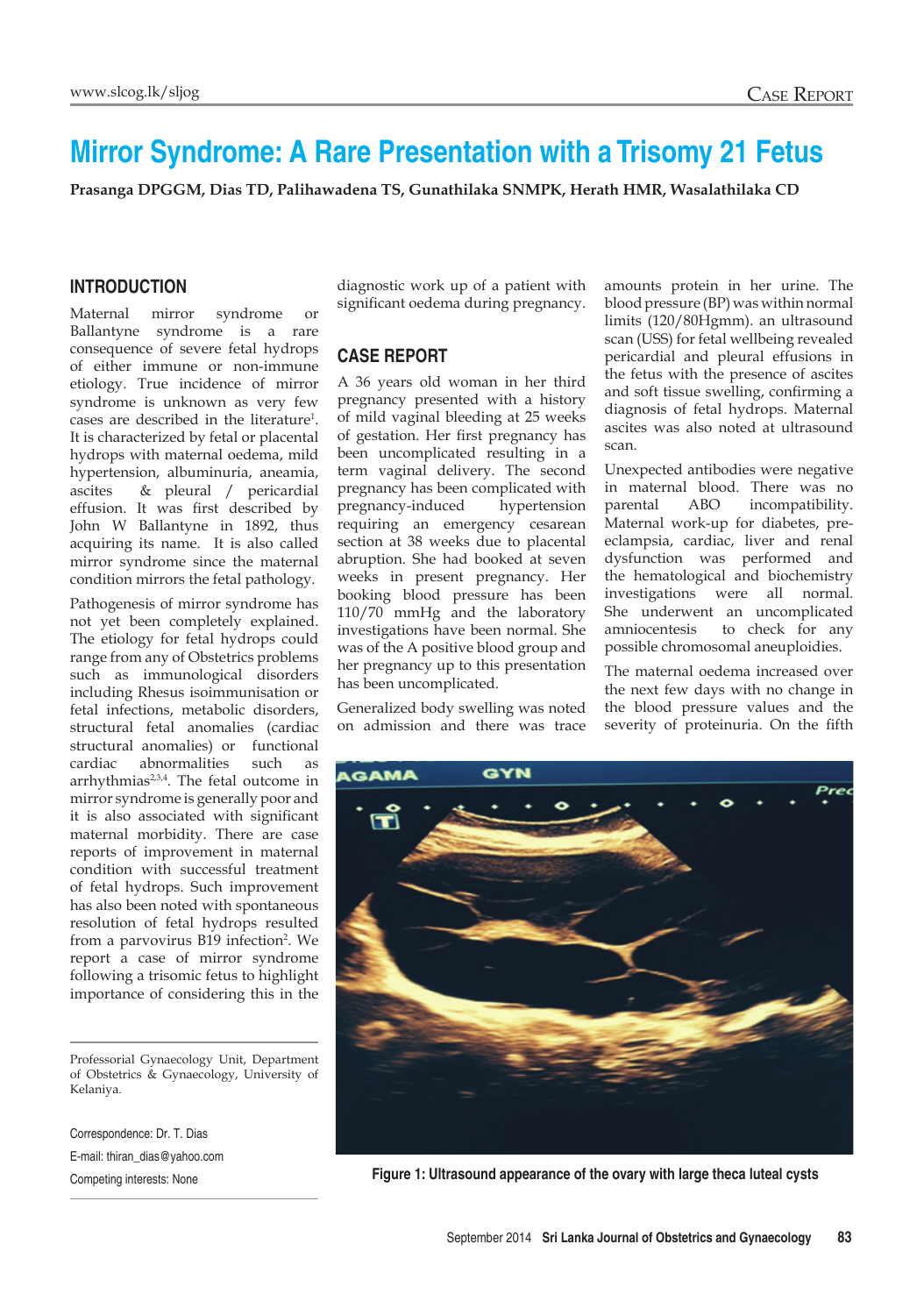# Mirror Syndrome: A Rare Presentation with a Trisomy 21 Fetus

**Prasanga DPGGM, Dias TD, Palihawadena TS, Gunathilaka SNMPK, Herath HMR, Wasalathilaka CD**

## INTRODUCTION

Maternal mirror syndrome or Ballantyne syndrome is a rare consequence of severe fetal hydrops of either immune or non-immune etiology. True incidence of mirror syndrome is unknown as very few cases are described in the literature[1]. It is characterized by fetal or placental hydrops with maternal oedema, mild hypertension, albuminuria, aneamia, ascites & pleural / pericardial effusion. It was first described by John W Ballantyne in 1892, thus acquiring its name. It is also called mirror syndrome since the maternal condition mirrors the fetal pathology.

Pathogenesis of mirror syndrome has not yet been completely explained. The etiology for fetal hydrops could range from any of Obstetrics problems such as immunological disorders including Rhesus isoimmunisation or fetal infections, metabolic disorders, structural fetal anomalies (cardiac structural anomalies) or functional cardiac abnormalities such as arrhythmias[2,3,4]. The fetal outcome in mirror syndrome is generally poor and it is also associated with significant maternal morbidity. There are case reports of improvement in maternal condition with successful treatment of fetal hydrops. Such improvement has also been noted with spontaneous resolution of fetal hydrops resulted from a parvovirus B19 infection[2]. We report a case of mirror syndrome following a trisomic fetus to highlight importance of considering this in the diagnostic work up of a patient with significant oedema during pregnancy.

## CASE REPORT

A 36 years old woman in her third pregnancy presented with a history of mild vaginal bleeding at 25 weeks of gestation. Her first pregnancy has been uncomplicated resulting in a term vaginal delivery. The second pregnancy has been complicated with pregnancy-induced hypertension requiring an emergency cesarean section at 38 weeks due to placental abruption. She had booked at seven weeks in present pregnancy. Her booking blood pressure has been 110/70 mmHg and the laboratory investigations have been normal. She was of the A positive blood group and her pregnancy up to this presentation has been uncomplicated.

Generalized body swelling was noted on admission and there was trace amounts protein in her urine. The blood pressure (BP) was within normal limits (120/80Hgmm). an ultrasound scan (USS) for fetal wellbeing revealed pericardial and pleural effusions in the fetus with the presence of ascites and soft tissue swelling, confirming a diagnosis of fetal hydrops. Maternal ascites was also noted at ultrasound scan.

Unexpected antibodies were negative in maternal blood. There was no parental ABO incompatibility. Maternal work-up for diabetes, pre-eclampsia, cardiac, liver and renal dysfunction was performed and the hematological and biochemistry investigations were all normal. She underwent an uncomplicated amniocentesis to check for any possible chromosomal aneuploidies.

The maternal oedema increased over the next few days with no change in the blood pressure values and the severity of proteinuria. On the fifth

Figure 1: Ultrasound appearance of the ovary with large theca luteal cysts

Professorial Gynaecology Unit, Department of Obstetrics & Gynaecology, University of Kelaniya.

Correspondence: Dr. T. Dias
E-mail: thiran_dias@yahoo.com
Competing interests: None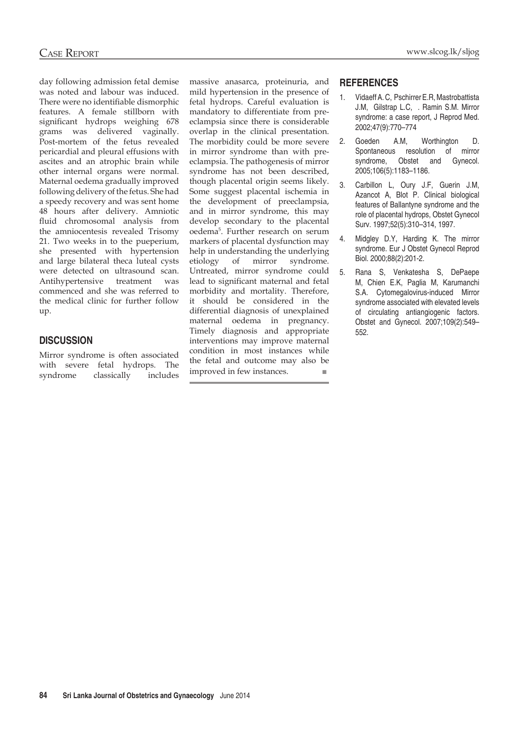day following admission fetal demise was noted and labour was induced. There were no identifiable dismorphic features. A female stillborn with significant hydrops weighing 678 grams was delivered vaginally. Post-mortem of the fetus revealed pericardial and pleural effusions with ascites and an atrophic brain while other internal organs were normal. Maternal oedema gradually improved following delivery of the fetus. She had a speedy recovery and was sent home 48 hours after delivery. Amniotic fluid chromosomal analysis from the amniocentesis revealed Trisomy 21. Two weeks in to the pueperium, she presented with hypertension and large bilateral theca luteal cysts were detected on ultrasound scan. Antihypertensive treatment was commenced and she was referred to the medical clinic for further follow up.

## DISCUSSION

Mirror syndrome is often associated with severe fetal hydrops. The syndrome classically includes massive anasarca, proteinuria, and mild hypertension in the presence of fetal hydrops. Careful evaluation is mandatory to differentiate from pre-eclampsia since there is considerable overlap in the clinical presentation. The morbidity could be more severe in mirror syndrome than with pre-eclampsia. The pathogenesis of mirror syndrome has not been described, though placental origin seems likely. Some suggest placental ischemia in the development of preeclampsia, and in mirror syndrome, this may develop secondary to the placental oedema[5]. Further research on serum markers of placental dysfunction may help in understanding the underlying etiology of mirror syndrome. Untreated, mirror syndrome could lead to significant maternal and fetal morbidity and mortality. Therefore, it should be considered in the differential diagnosis of unexplained maternal oedema in pregnancy. Timely diagnosis and appropriate interventions may improve maternal condition in most instances while the fetal and outcome may also be improved in few instances.

## REFERENCES

1. Vidaeff A. C, Pschirrer E.R, Mastrobattista J.M, Gilstrap L.C, . Ramin S.M. Mirror syndrome: a case report, J Reprod Med. 2002;47(9):770–774
2. Goeden A.M, Worthington D. Spontaneous resolution of mirror syndrome, Obstet and Gynecol. 2005;106(5):1183–1186.
3. Carbillon L, Oury J.F, Guerin J.M, Azancot A, Blot P. Clinical biological features of Ballantyne syndrome and the role of placental hydrops, Obstet Gynecol Surv. 1997;52(5):310–314, 1997.
4. Midgley D.Y, Harding K. The mirror syndrome. Eur J Obstet Gynecol Reprod Biol. 2000;88(2):201-2.
5. Rana S, Venkatesha S, DePaepe M, Chien E.K, Paglia M, Karumanchi S.A. Cytomegalovirus-induced Mirror syndrome associated with elevated levels of circulating antiangiogenic factors. Obstet and Gynecol. 2007;109(2):549–552.